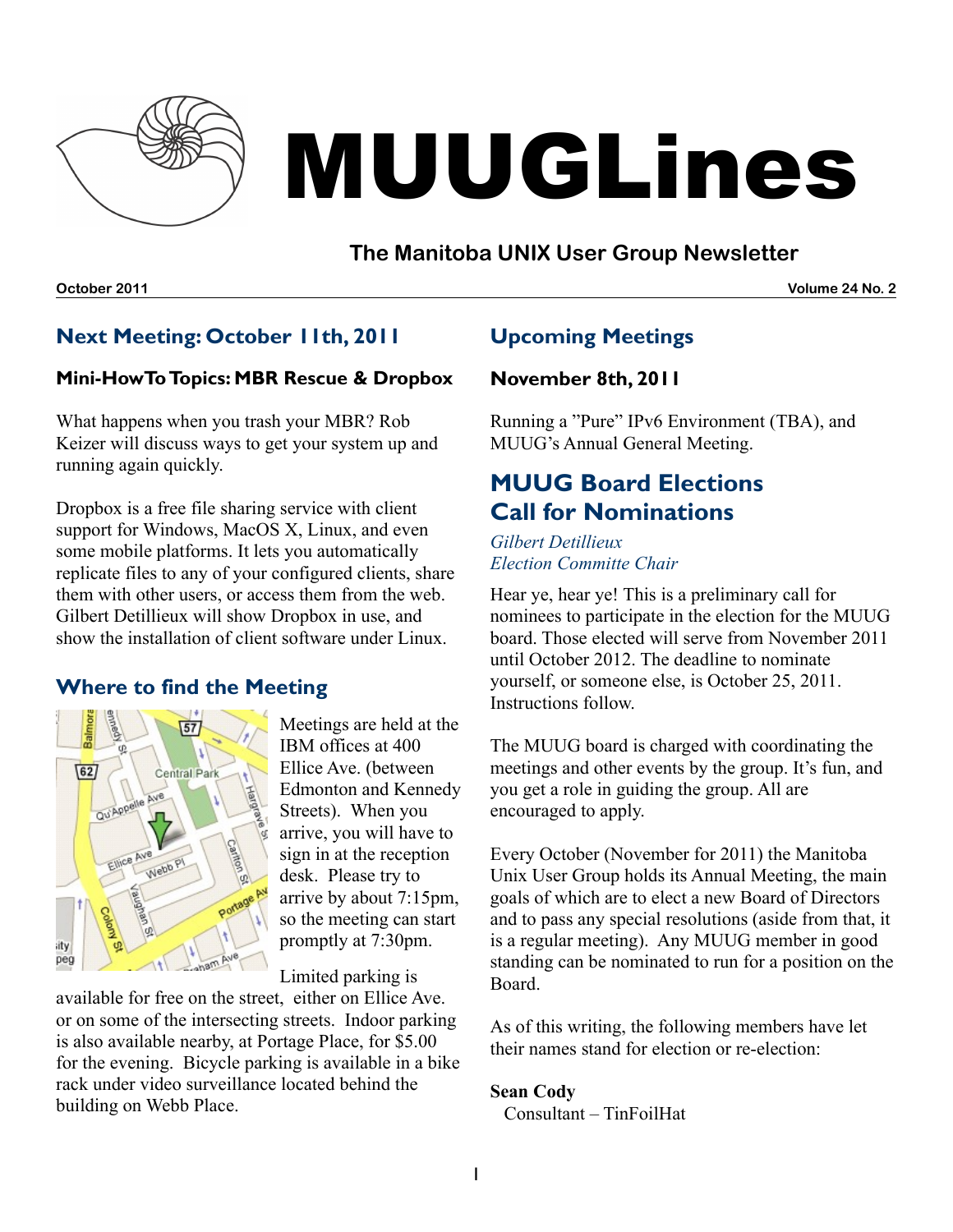# MUUGLines

## The Manitoba UNIX User Group Newsletter

**October 2011** **Volume 24 No. 2**

## Next Meeting: October 11th, 2011

### Mini-HowTo Topics: MBR Rescue & Dropbox

What happens when you trash your MBR? Rob Keizer will discuss ways to get your system up and running again quickly.

Dropbox is a free file sharing service with client support for Windows, MacOS X, Linux, and even some mobile platforms. It lets you automatically replicate files to any of your configured clients, share them with other users, or access them from the web. Gilbert Detillieux will show Dropbox in use, and show the installation of client software under Linux.

## Where to find the Meeting

Meetings are held at the IBM offices at 400 Ellice Ave. (between Edmonton and Kennedy Streets). When you arrive, you will have to sign in at the reception desk. Please try to arrive by about 7:15pm, so the meeting can start promptly at 7:30pm.

Limited parking is available for free on the street, either on Ellice Ave. or on some of the intersecting streets. Indoor parking is also available nearby, at Portage Place, for $5.00 for the evening. Bicycle parking is available in a bike rack under video surveillance located behind the building on Webb Place.

## Upcoming Meetings

### November 8th, 2011

Running a "Pure" IPv6 Environment (TBA), and MUUG's Annual General Meeting.

## MUUG Board Elections Call for Nominations

*Gilbert Detillieux*
*Election Committe Chair*

Hear ye, hear ye! This is a preliminary call for nominees to participate in the election for the MUUG board. Those elected will serve from November 2011 until October 2012. The deadline to nominate yourself, or someone else, is October 25, 2011. Instructions follow.

The MUUG board is charged with coordinating the meetings and other events by the group. It's fun, and you get a role in guiding the group. All are encouraged to apply.

Every October (November for 2011) the Manitoba Unix User Group holds its Annual Meeting, the main goals of which are to elect a new Board of Directors and to pass any special resolutions (aside from that, it is a regular meeting). Any MUUG member in good standing can be nominated to run for a position on the Board.

As of this writing, the following members have let their names stand for election or re-election:

**Sean Cody**
Consultant – TinFoilHat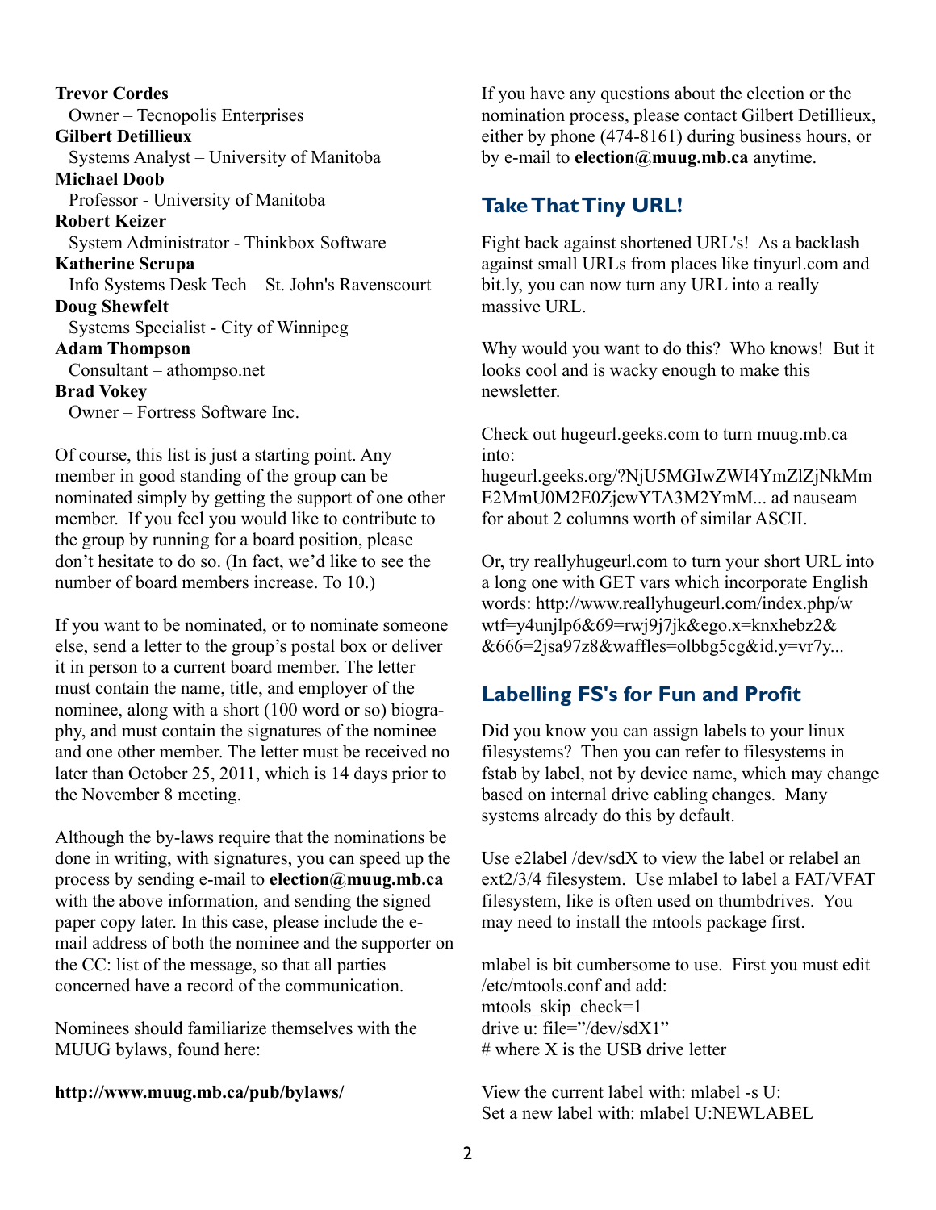**Trevor Cordes**
Owner – Tecnopolis Enterprises
**Gilbert Detillieux**
Systems Analyst – University of Manitoba
**Michael Doob**
Professor - University of Manitoba
**Robert Keizer**
System Administrator - Thinkbox Software
**Katherine Scrupa**
Info Systems Desk Tech – St. John's Ravenscourt
**Doug Shewfelt**
Systems Specialist - City of Winnipeg
**Adam Thompson**
Consultant – athompso.net
**Brad Vokey**
Owner – Fortress Software Inc.

Of course, this list is just a starting point. Any member in good standing of the group can be nominated simply by getting the support of one other member. If you feel you would like to contribute to the group by running for a board position, please don't hesitate to do so. (In fact, we'd like to see the number of board members increase. To 10.)

If you want to be nominated, or to nominate someone else, send a letter to the group's postal box or deliver it in person to a current board member. The letter must contain the name, title, and employer of the nominee, along with a short (100 word or so) biography, and must contain the signatures of the nominee and one other member. The letter must be received no later than October 25, 2011, which is 14 days prior to the November 8 meeting.

Although the by-laws require that the nominations be done in writing, with signatures, you can speed up the process by sending e-mail to **election@muug.mb.ca** with the above information, and sending the signed paper copy later. In this case, please include the e-mail address of both the nominee and the supporter on the CC: list of the message, so that all parties concerned have a record of the communication.

Nominees should familiarize themselves with the MUUG bylaws, found here:

**http://www.muug.mb.ca/pub/bylaws/**

If you have any questions about the election or the nomination process, please contact Gilbert Detillieux, either by phone (474-8161) during business hours, or by e-mail to **election@muug.mb.ca** anytime.

## Take That Tiny URL!

Fight back against shortened URL's! As a backlash against small URLs from places like tinyurl.com and bit.ly, you can now turn any URL into a really massive URL.

Why would you want to do this? Who knows! But it looks cool and is wacky enough to make this newsletter.

Check out hugeurl.geeks.com to turn muug.mb.ca into:
hugeurl.geeks.org/?NjU5MGIwZWI4YmZlZjNkMmE2MmU0M2E0ZjcwYTA3M2YmM... ad nauseam for about 2 columns worth of similar ASCII.

Or, try reallyhugeurl.com to turn your short URL into a long one with GET vars which incorporate English words: http://www.reallyhugeurl.com/index.php/wwtf=y4unjlp6&69=rwj9j7jk&ego.x=knxhebz2&&666=2jsa97z8&waffles=olbbg5cg&id.y=vr7y...

## Labelling FS's for Fun and Profit

Did you know you can assign labels to your linux filesystems? Then you can refer to filesystems in fstab by label, not by device name, which may change based on internal drive cabling changes. Many systems already do this by default.

Use e2label /dev/sdX to view the label or relabel an ext2/3/4 filesystem. Use mlabel to label a FAT/VFAT filesystem, like is often used on thumbdrives. You may need to install the mtools package first.

mlabel is bit cumbersome to use. First you must edit /etc/mtools.conf and add:

```
mtools_skip_check=1
drive u: file=”/dev/sdX1”
# where X is the USB drive letter
```

View the current label with: mlabel -s U:
Set a new label with: mlabel U:NEWLABEL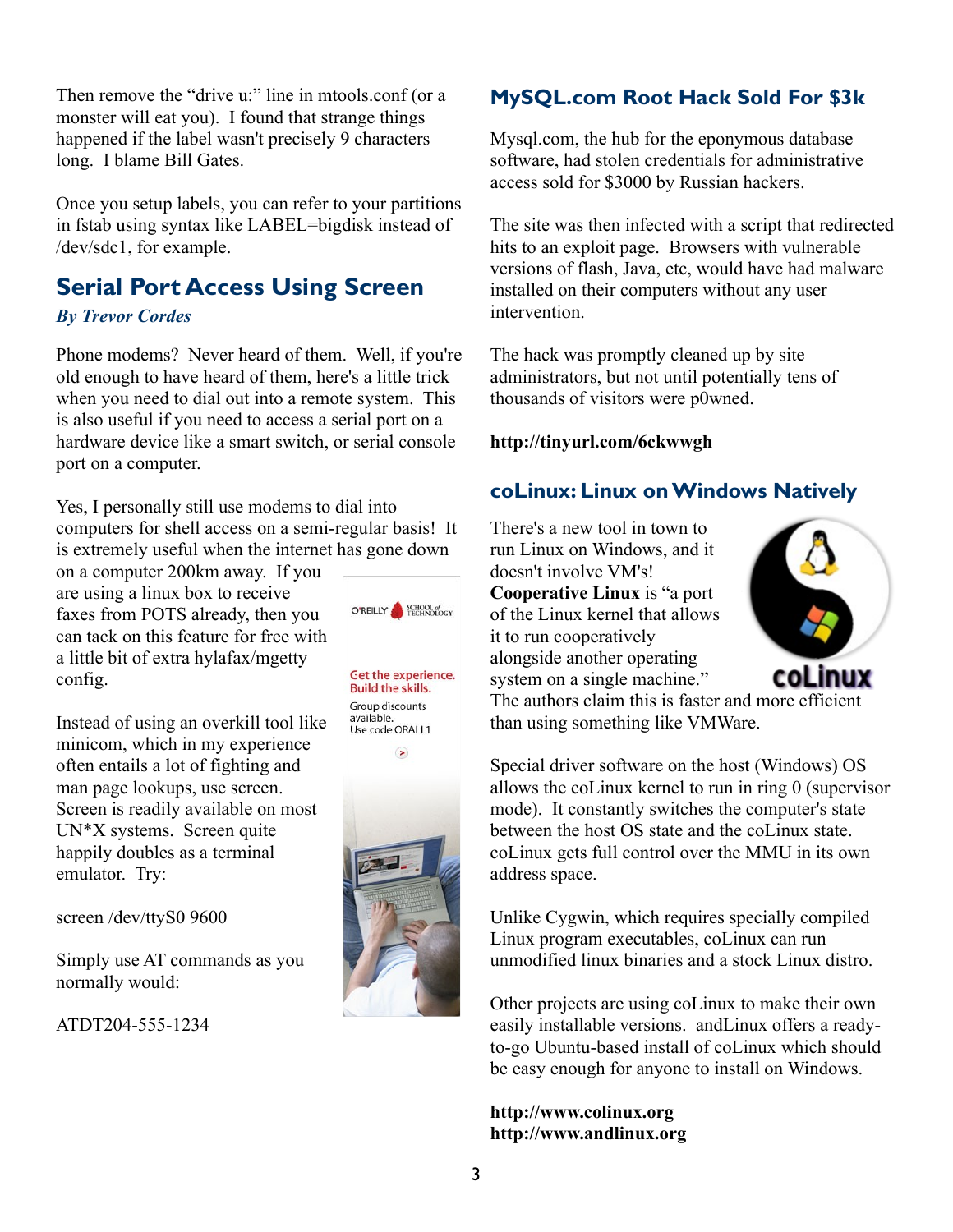Then remove the "drive u:" line in mtools.conf (or a monster will eat you). I found that strange things happened if the label wasn't precisely 9 characters long. I blame Bill Gates.

Once you setup labels, you can refer to your partitions in fstab using syntax like LABEL=bigdisk instead of /dev/sdc1, for example.

## Serial Port Access Using Screen

***By Trevor Cordes***

Phone modems? Never heard of them. Well, if you're old enough to have heard of them, here's a little trick when you need to dial out into a remote system. This is also useful if you need to access a serial port on a hardware device like a smart switch, or serial console port on a computer.

Yes, I personally still use modems to dial into computers for shell access on a semi-regular basis! It is extremely useful when the internet has gone down on a computer 200km away. If you are using a linux box to receive faxes from POTS already, then you can tack on this feature for free with a little bit of extra hylafax/mgetty config.

Instead of using an overkill tool like minicom, which in my experience often entails a lot of fighting and man page lookups, use screen. Screen is readily available on most UN*X systems. Screen quite happily doubles as a terminal emulator. Try:

```
screen /dev/ttyS0 9600
```

Simply use AT commands as you normally would:

```
ATDT204-555-1234
```

O'REILLY SCHOOL of TECHNOLOGY

Get the experience. Build the skills.

Group discounts available. Use code ORALL1

## MySQL.com Root Hack Sold For $3k

Mysql.com, the hub for the eponymous database software, had stolen credentials for administrative access sold for $3000 by Russian hackers.

The site was then infected with a script that redirected hits to an exploit page. Browsers with vulnerable versions of flash, Java, etc, would have had malware installed on their computers without any user intervention.

The hack was promptly cleaned up by site administrators, but not until potentially tens of thousands of visitors were p0wned.

**http://tinyurl.com/6ckwwgh**

## coLinux: Linux on Windows Natively

There's a new tool in town to run Linux on Windows, and it doesn't involve VM's! **Cooperative Linux** is "a port of the Linux kernel that allows it to run cooperatively alongside another operating system on a single machine." The authors claim this is faster and more efficient than using something like VMWare.

Special driver software on the host (Windows) OS allows the coLinux kernel to run in ring 0 (supervisor mode). It constantly switches the computer's state between the host OS state and the coLinux state. coLinux gets full control over the MMU in its own address space.

Unlike Cygwin, which requires specially compiled Linux program executables, coLinux can run unmodified linux binaries and a stock Linux distro.

Other projects are using coLinux to make their own easily installable versions. andLinux offers a ready-to-go Ubuntu-based install of coLinux which should be easy enough for anyone to install on Windows.

**http://www.colinux.org**
**http://www.andlinux.org**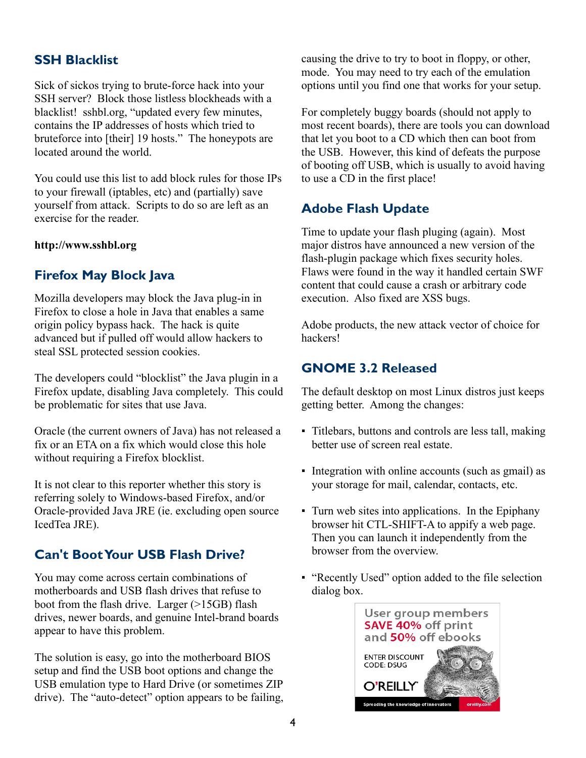## SSH Blacklist

Sick of sickos trying to brute-force hack into your SSH server? Block those listless blockheads with a blacklist! sshbl.org, "updated every few minutes, contains the IP addresses of hosts which tried to bruteforce into [their] 19 hosts." The honeypots are located around the world.

You could use this list to add block rules for those IPs to your firewall (iptables, etc) and (partially) save yourself from attack. Scripts to do so are left as an exercise for the reader.

**http://www.sshbl.org**

## Firefox May Block Java

Mozilla developers may block the Java plug-in in Firefox to close a hole in Java that enables a same origin policy bypass hack. The hack is quite advanced but if pulled off would allow hackers to steal SSL protected session cookies.

The developers could "blocklist" the Java plugin in a Firefox update, disabling Java completely. This could be problematic for sites that use Java.

Oracle (the current owners of Java) has not released a fix or an ETA on a fix which would close this hole without requiring a Firefox blocklist.

It is not clear to this reporter whether this story is referring solely to Windows-based Firefox, and/or Oracle-provided Java JRE (ie. excluding open source IcedTea JRE).

## Can't Boot Your USB Flash Drive?

You may come across certain combinations of motherboards and USB flash drives that refuse to boot from the flash drive. Larger (>15GB) flash drives, newer boards, and genuine Intel-brand boards appear to have this problem.

The solution is easy, go into the motherboard BIOS setup and find the USB boot options and change the USB emulation type to Hard Drive (or sometimes ZIP drive). The "auto-detect" option appears to be failing, causing the drive to try to boot in floppy, or other, mode. You may need to try each of the emulation options until you find one that works for your setup.

For completely buggy boards (should not apply to most recent boards), there are tools you can download that let you boot to a CD which then can boot from the USB. However, this kind of defeats the purpose of booting off USB, which is usually to avoid having to use a CD in the first place!

## Adobe Flash Update

Time to update your flash pluging (again). Most major distros have announced a new version of the flash-plugin package which fixes security holes. Flaws were found in the way it handled certain SWF content that could cause a crash or arbitrary code execution. Also fixed are XSS bugs.

Adobe products, the new attack vector of choice for hackers!

## GNOME 3.2 Released

The default desktop on most Linux distros just keeps getting better. Among the changes:

- Titlebars, buttons and controls are less tall, making better use of screen real estate.
- Integration with online accounts (such as gmail) as your storage for mail, calendar, contacts, etc.
- Turn web sites into applications. In the Epiphany browser hit CTL-SHIFT-A to appify a web page. Then you can launch it independently from the browser from the overview.
- "Recently Used" option added to the file selection dialog box.

User group members **SAVE 40%** off print and **50%** off ebooks

ENTER DISCOUNT CODE: DSUG

O'REILLY

Spreading the knowledge of innovators — oreilly.com